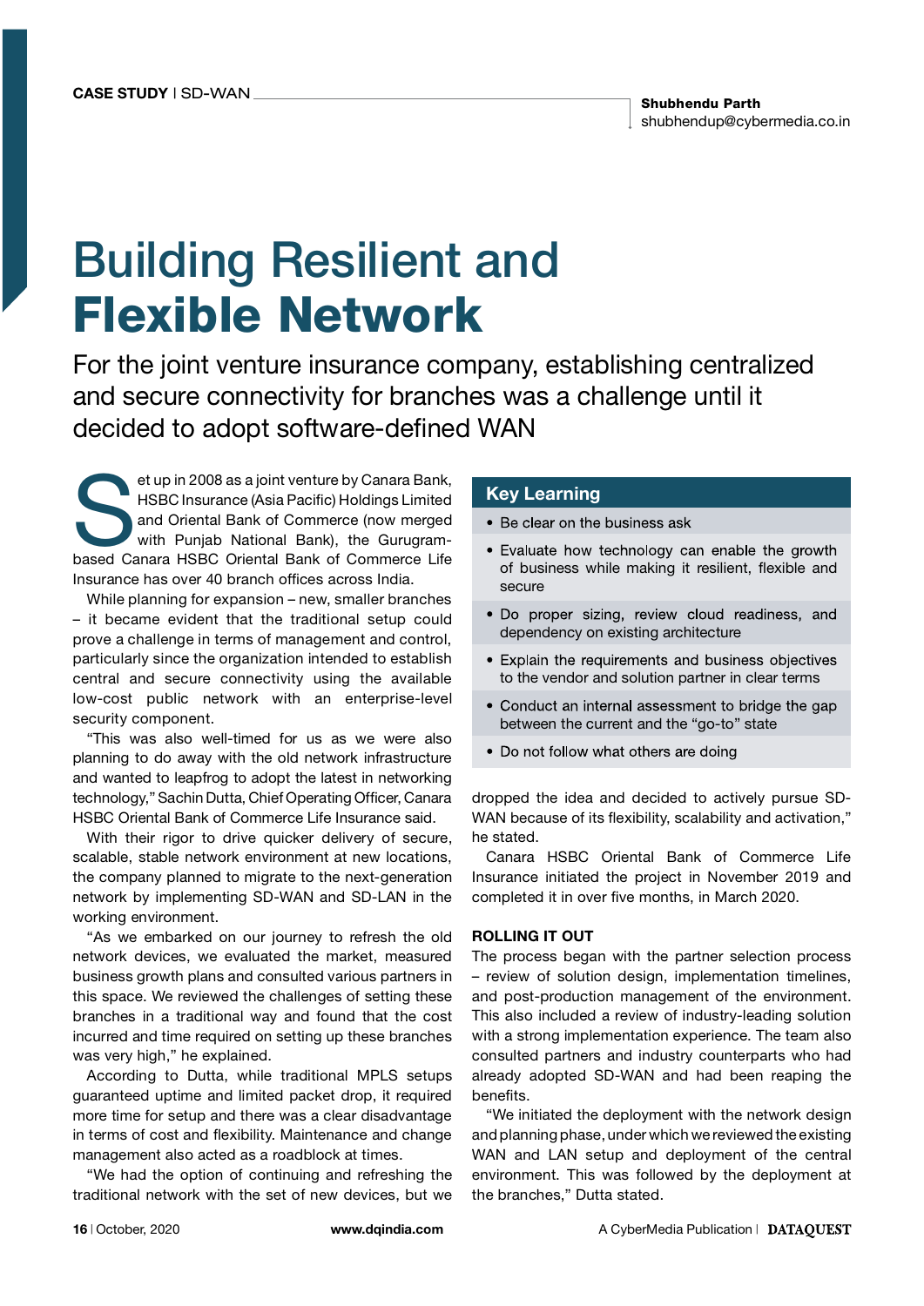CASE STUDY | SD-WAN

**Shubhendu Parth**
shubhendup@cybermedia.co.in

# Building Resilient and **Flexible Network**

For the joint venture insurance company, establishing centralized and secure connectivity for branches was a challenge until it decided to adopt software-defined WAN

Set up in 2008 as a joint venture by Canara Bank, HSBC Insurance (Asia Pacific) Holdings Limited and Oriental Bank of Commerce (now merged with Punjab National Bank), the Gurugram-based Canara HSBC Oriental Bank of Commerce Life Insurance has over 40 branch offices across India.

While planning for expansion – new, smaller branches – it became evident that the traditional setup could prove a challenge in terms of management and control, particularly since the organization intended to establish central and secure connectivity using the available low-cost public network with an enterprise-level security component.

"This was also well-timed for us as we were also planning to do away with the old network infrastructure and wanted to leapfrog to adopt the latest in networking technology," Sachin Dutta, Chief Operating Officer, Canara HSBC Oriental Bank of Commerce Life Insurance said.

With their rigor to drive quicker delivery of secure, scalable, stable network environment at new locations, the company planned to migrate to the next-generation network by implementing SD-WAN and SD-LAN in the working environment.

"As we embarked on our journey to refresh the old network devices, we evaluated the market, measured business growth plans and consulted various partners in this space. We reviewed the challenges of setting these branches in a traditional way and found that the cost incurred and time required on setting up these branches was very high," he explained.

According to Dutta, while traditional MPLS setups guaranteed uptime and limited packet drop, it required more time for setup and there was a clear disadvantage in terms of cost and flexibility. Maintenance and change management also acted as a roadblock at times.

"We had the option of continuing and refreshing the traditional network with the set of new devices, but we dropped the idea and decided to actively pursue SD-WAN because of its flexibility, scalability and activation," he stated.

Canara HSBC Oriental Bank of Commerce Life Insurance initiated the project in November 2019 and completed it in over five months, in March 2020.

## Key Learning

- Be clear on the business ask
- Evaluate how technology can enable the growth of business while making it resilient, flexible and secure
- Do proper sizing, review cloud readiness, and dependency on existing architecture
- Explain the requirements and business objectives to the vendor and solution partner in clear terms
- Conduct an internal assessment to bridge the gap between the current and the "go-to" state
- Do not follow what others are doing

## ROLLING IT OUT

The process began with the partner selection process – review of solution design, implementation timelines, and post-production management of the environment. This also included a review of industry-leading solution with a strong implementation experience. The team also consulted partners and industry counterparts who had already adopted SD-WAN and had been reaping the benefits.

"We initiated the deployment with the network design and planning phase, under which we reviewed the existing WAN and LAN setup and deployment of the central environment. This was followed by the deployment at the branches," Dutta stated.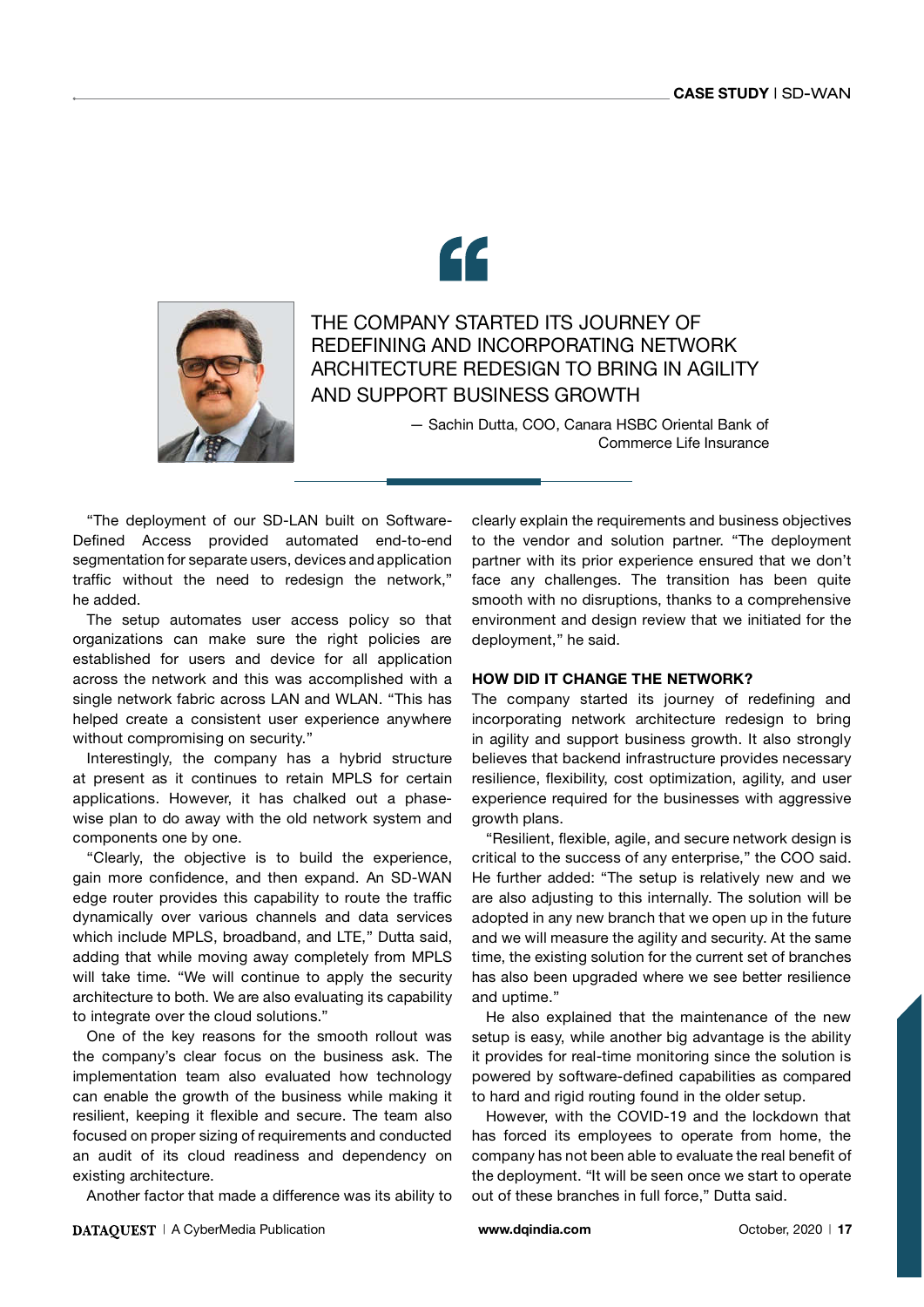> THE COMPANY STARTED ITS JOURNEY OF REDEFINING AND INCORPORATING NETWORK ARCHITECTURE REDESIGN TO BRING IN AGILITY AND SUPPORT BUSINESS GROWTH
>
> — Sachin Dutta, COO, Canara HSBC Oriental Bank of Commerce Life Insurance

"The deployment of our SD-LAN built on Software-Defined Access provided automated end-to-end segmentation for separate users, devices and application traffic without the need to redesign the network," he added.

The setup automates user access policy so that organizations can make sure the right policies are established for users and device for all application across the network and this was accomplished with a single network fabric across LAN and WLAN. "This has helped create a consistent user experience anywhere without compromising on security."

Interestingly, the company has a hybrid structure at present as it continues to retain MPLS for certain applications. However, it has chalked out a phase-wise plan to do away with the old network system and components one by one.

"Clearly, the objective is to build the experience, gain more confidence, and then expand. An SD-WAN edge router provides this capability to route the traffic dynamically over various channels and data services which include MPLS, broadband, and LTE," Dutta said, adding that while moving away completely from MPLS will take time. "We will continue to apply the security architecture to both. We are also evaluating its capability to integrate over the cloud solutions."

One of the key reasons for the smooth rollout was the company's clear focus on the business ask. The implementation team also evaluated how technology can enable the growth of the business while making it resilient, keeping it flexible and secure. The team also focused on proper sizing of requirements and conducted an audit of its cloud readiness and dependency on existing architecture.

Another factor that made a difference was its ability to clearly explain the requirements and business objectives to the vendor and solution partner. "The deployment partner with its prior experience ensured that we don't face any challenges. The transition has been quite smooth with no disruptions, thanks to a comprehensive environment and design review that we initiated for the deployment," he said.

### HOW DID IT CHANGE THE NETWORK?

The company started its journey of redefining and incorporating network architecture redesign to bring in agility and support business growth. It also strongly believes that backend infrastructure provides necessary resilience, flexibility, cost optimization, agility, and user experience required for the businesses with aggressive growth plans.

"Resilient, flexible, agile, and secure network design is critical to the success of any enterprise," the COO said. He further added: "The setup is relatively new and we are also adjusting to this internally. The solution will be adopted in any new branch that we open up in the future and we will measure the agility and security. At the same time, the existing solution for the current set of branches has also been upgraded where we see better resilience and uptime."

He also explained that the maintenance of the new setup is easy, while another big advantage is the ability it provides for real-time monitoring since the solution is powered by software-defined capabilities as compared to hard and rigid routing found in the older setup.

However, with the COVID-19 and the lockdown that has forced its employees to operate from home, the company has not been able to evaluate the real benefit of the deployment. "It will be seen once we start to operate out of these branches in full force," Dutta said.